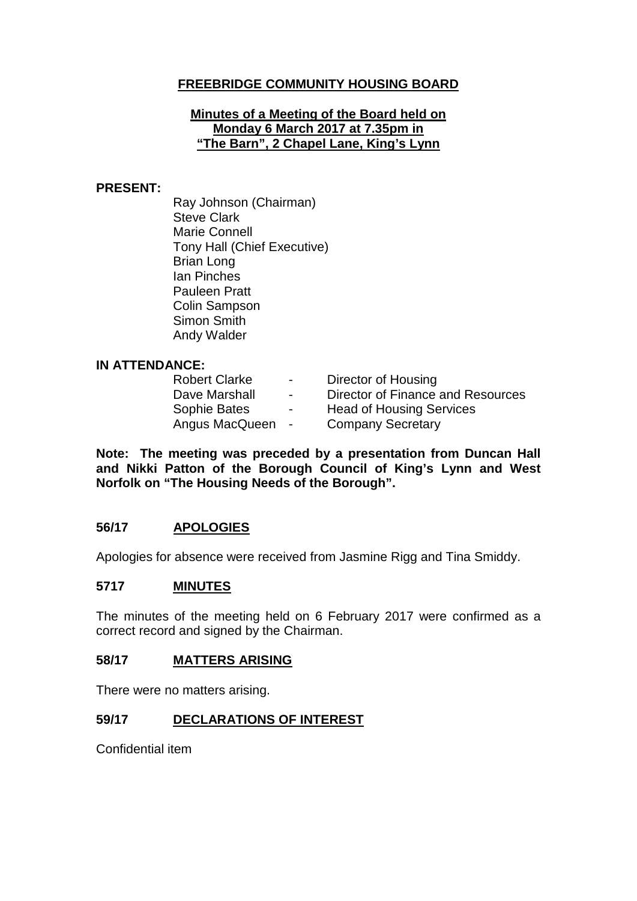# FREEBRIDGE COMMUNITY HOUSING BOARD

## Minutes of a Meeting of the Board held on Monday 6 March 2017 at 7.35pm in "The Barn", 2 Chapel Lane, King's Lynn

**PRESENT:**

Ray Johnson (Chairman)
Steve Clark
Marie Connell
Tony Hall (Chief Executive)
Brian Long
Ian Pinches
Pauleen Pratt
Colin Sampson
Simon Smith
Andy Walder

**IN ATTENDANCE:**

| | | |
|---|---|---|
| Robert Clarke | - | Director of Housing |
| Dave Marshall | - | Director of Finance and Resources |
| Sophie Bates | - | Head of Housing Services |
| Angus MacQueen | - | Company Secretary |

**Note: The meeting was preceded by a presentation from Duncan Hall and Nikki Patton of the Borough Council of King's Lynn and West Norfolk on "The Housing Needs of the Borough".**

### 56/17 APOLOGIES

Apologies for absence were received from Jasmine Rigg and Tina Smiddy.

### 5717 MINUTES

The minutes of the meeting held on 6 February 2017 were confirmed as a correct record and signed by the Chairman.

### 58/17 MATTERS ARISING

There were no matters arising.

### 59/17 DECLARATIONS OF INTEREST

Confidential item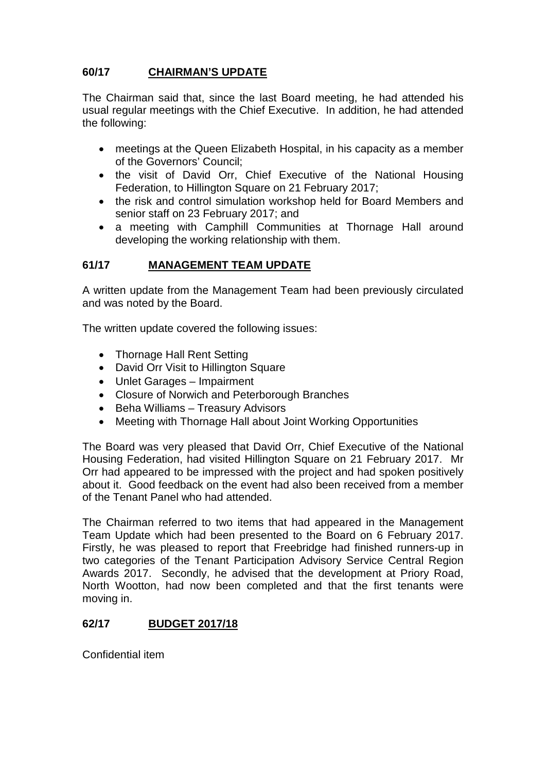## 60/17 CHAIRMAN'S UPDATE

The Chairman said that, since the last Board meeting, he had attended his usual regular meetings with the Chief Executive. In addition, he had attended the following:

- meetings at the Queen Elizabeth Hospital, in his capacity as a member of the Governors' Council;
- the visit of David Orr, Chief Executive of the National Housing Federation, to Hillington Square on 21 February 2017;
- the risk and control simulation workshop held for Board Members and senior staff on 23 February 2017; and
- a meeting with Camphill Communities at Thornage Hall around developing the working relationship with them.

## 61/17 MANAGEMENT TEAM UPDATE

A written update from the Management Team had been previously circulated and was noted by the Board.

The written update covered the following issues:

- Thornage Hall Rent Setting
- David Orr Visit to Hillington Square
- Unlet Garages – Impairment
- Closure of Norwich and Peterborough Branches
- Beha Williams – Treasury Advisors
- Meeting with Thornage Hall about Joint Working Opportunities

The Board was very pleased that David Orr, Chief Executive of the National Housing Federation, had visited Hillington Square on 21 February 2017. Mr Orr had appeared to be impressed with the project and had spoken positively about it. Good feedback on the event had also been received from a member of the Tenant Panel who had attended.

The Chairman referred to two items that had appeared in the Management Team Update which had been presented to the Board on 6 February 2017. Firstly, he was pleased to report that Freebridge had finished runners-up in two categories of the Tenant Participation Advisory Service Central Region Awards 2017. Secondly, he advised that the development at Priory Road, North Wootton, had now been completed and that the first tenants were moving in.

## 62/17 BUDGET 2017/18

Confidential item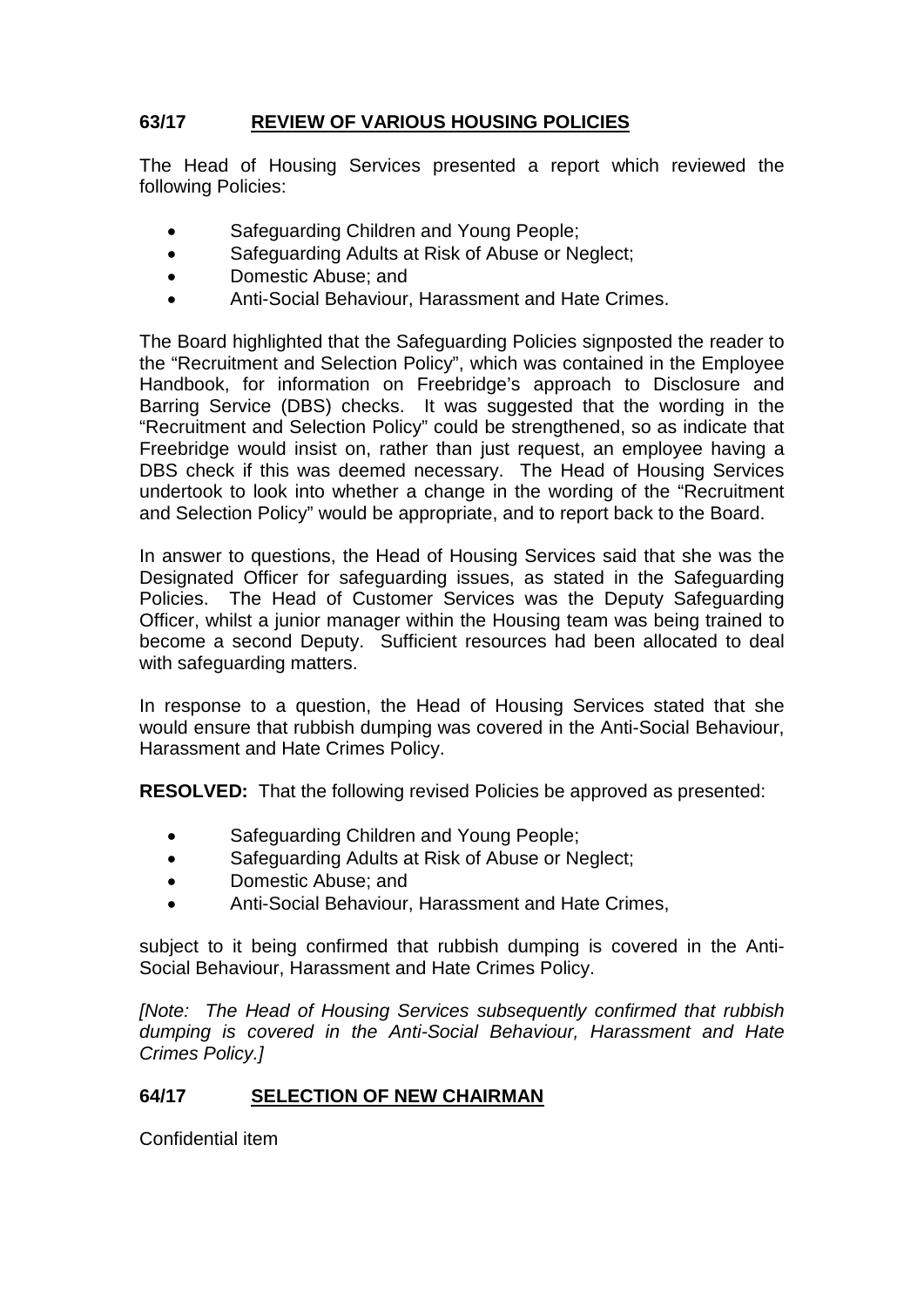## 63/17 REVIEW OF VARIOUS HOUSING POLICIES

The Head of Housing Services presented a report which reviewed the following Policies:

- Safeguarding Children and Young People;
- Safeguarding Adults at Risk of Abuse or Neglect;
- Domestic Abuse; and
- Anti-Social Behaviour, Harassment and Hate Crimes.

The Board highlighted that the Safeguarding Policies signposted the reader to the "Recruitment and Selection Policy", which was contained in the Employee Handbook, for information on Freebridge's approach to Disclosure and Barring Service (DBS) checks. It was suggested that the wording in the "Recruitment and Selection Policy" could be strengthened, so as indicate that Freebridge would insist on, rather than just request, an employee having a DBS check if this was deemed necessary. The Head of Housing Services undertook to look into whether a change in the wording of the "Recruitment and Selection Policy" would be appropriate, and to report back to the Board.

In answer to questions, the Head of Housing Services said that she was the Designated Officer for safeguarding issues, as stated in the Safeguarding Policies. The Head of Customer Services was the Deputy Safeguarding Officer, whilst a junior manager within the Housing team was being trained to become a second Deputy. Sufficient resources had been allocated to deal with safeguarding matters.

In response to a question, the Head of Housing Services stated that she would ensure that rubbish dumping was covered in the Anti-Social Behaviour, Harassment and Hate Crimes Policy.

**RESOLVED:** That the following revised Policies be approved as presented:

- Safeguarding Children and Young People;
- Safeguarding Adults at Risk of Abuse or Neglect;
- Domestic Abuse; and
- Anti-Social Behaviour, Harassment and Hate Crimes,

subject to it being confirmed that rubbish dumping is covered in the Anti-Social Behaviour, Harassment and Hate Crimes Policy.

*[Note: The Head of Housing Services subsequently confirmed that rubbish dumping is covered in the Anti-Social Behaviour, Harassment and Hate Crimes Policy.]*

## 64/17 SELECTION OF NEW CHAIRMAN

Confidential item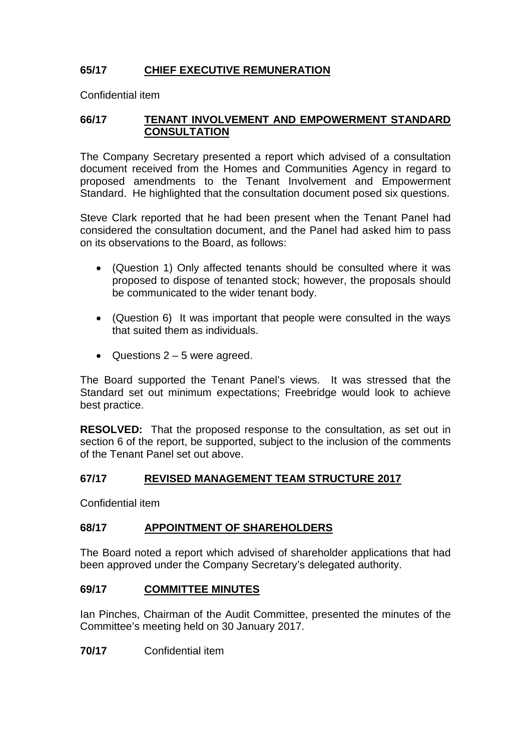## 65/17 CHIEF EXECUTIVE REMUNERATION

Confidential item

## 66/17 TENANT INVOLVEMENT AND EMPOWERMENT STANDARD CONSULTATION

The Company Secretary presented a report which advised of a consultation document received from the Homes and Communities Agency in regard to proposed amendments to the Tenant Involvement and Empowerment Standard. He highlighted that the consultation document posed six questions.

Steve Clark reported that he had been present when the Tenant Panel had considered the consultation document, and the Panel had asked him to pass on its observations to the Board, as follows:

- (Question 1) Only affected tenants should be consulted where it was proposed to dispose of tenanted stock; however, the proposals should be communicated to the wider tenant body.
- (Question 6) It was important that people were consulted in the ways that suited them as individuals.
- Questions 2 – 5 were agreed.

The Board supported the Tenant Panel's views. It was stressed that the Standard set out minimum expectations; Freebridge would look to achieve best practice.

**RESOLVED:** That the proposed response to the consultation, as set out in section 6 of the report, be supported, subject to the inclusion of the comments of the Tenant Panel set out above.

## 67/17 REVISED MANAGEMENT TEAM STRUCTURE 2017

Confidential item

## 68/17 APPOINTMENT OF SHAREHOLDERS

The Board noted a report which advised of shareholder applications that had been approved under the Company Secretary's delegated authority.

## 69/17 COMMITTEE MINUTES

Ian Pinches, Chairman of the Audit Committee, presented the minutes of the Committee's meeting held on 30 January 2017.

**70/17** Confidential item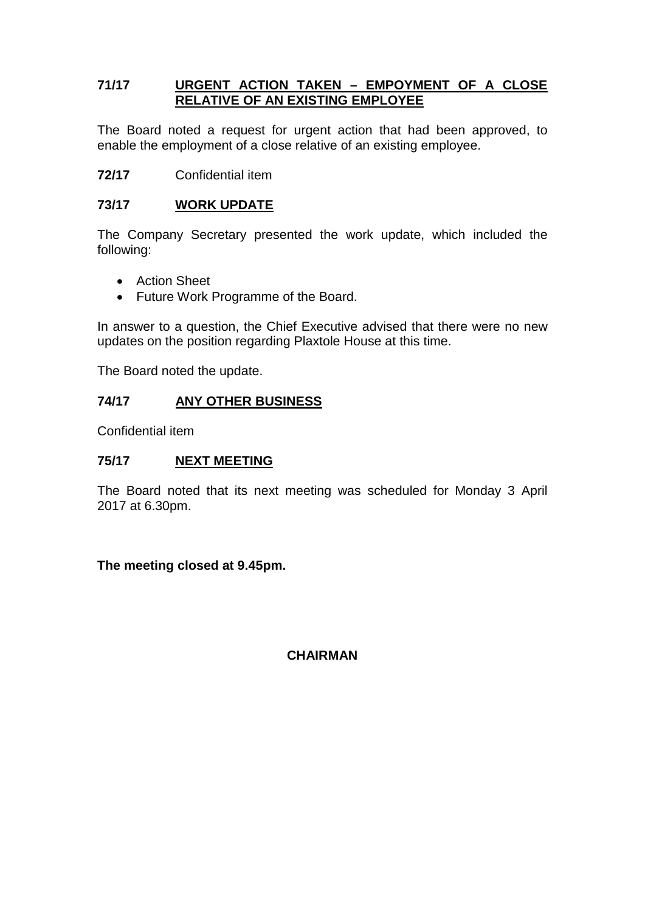**71/17 URGENT ACTION TAKEN – EMPOYMENT OF A CLOSE RELATIVE OF AN EXISTING EMPLOYEE**

The Board noted a request for urgent action that had been approved, to enable the employment of a close relative of an existing employee.

**72/17** Confidential item

**73/17 WORK UPDATE**

The Company Secretary presented the work update, which included the following:

- Action Sheet
- Future Work Programme of the Board.

In answer to a question, the Chief Executive advised that there were no new updates on the position regarding Plaxtole House at this time.

The Board noted the update.

**74/17 ANY OTHER BUSINESS**

Confidential item

**75/17 NEXT MEETING**

The Board noted that its next meeting was scheduled for Monday 3 April 2017 at 6.30pm.

**The meeting closed at 9.45pm.**

**CHAIRMAN**